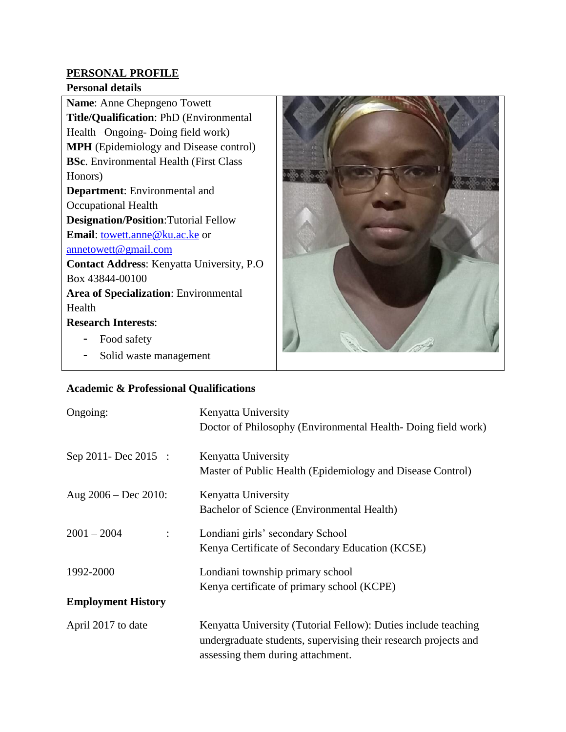## PERSONAL PROFILE

### Personal details

**Name**: Anne Chepngeno Towett
**Title/Qualification**: PhD (Environmental Health –Ongoing- Doing field work)
**MPH** (Epidemiology and Disease control)
**BSc**. Environmental Health (First Class Honors)
**Department**: Environmental and Occupational Health
**Designation/Position**:Tutorial Fellow
**Email**: towett.anne@ku.ac.ke or annetowett@gmail.com
**Contact Address**: Kenyatta University, P.O Box 43844-00100
**Area of Specialization**: Environmental Health
**Research Interests**:

- Food safety
- Solid waste management

### Academic & Professional Qualifications

| | |
|---|---|
| Ongoing: | Kenyatta University<br>Doctor of Philosophy (Environmental Health- Doing field work) |
| Sep 2011- Dec 2015 : | Kenyatta University<br>Master of Public Health (Epidemiology and Disease Control) |
| Aug 2006 – Dec 2010: | Kenyatta University<br>Bachelor of Science (Environmental Health) |
| 2001 – 2004 : | Londiani girls' secondary School<br>Kenya Certificate of Secondary Education (KCSE) |
| 1992-2000 | Londiani township primary school<br>Kenya certificate of primary school (KCPE) |

### Employment History

| | |
|---|---|
| April 2017 to date | Kenyatta University (Tutorial Fellow): Duties include teaching undergraduate students, supervising their research projects and assessing them during attachment. |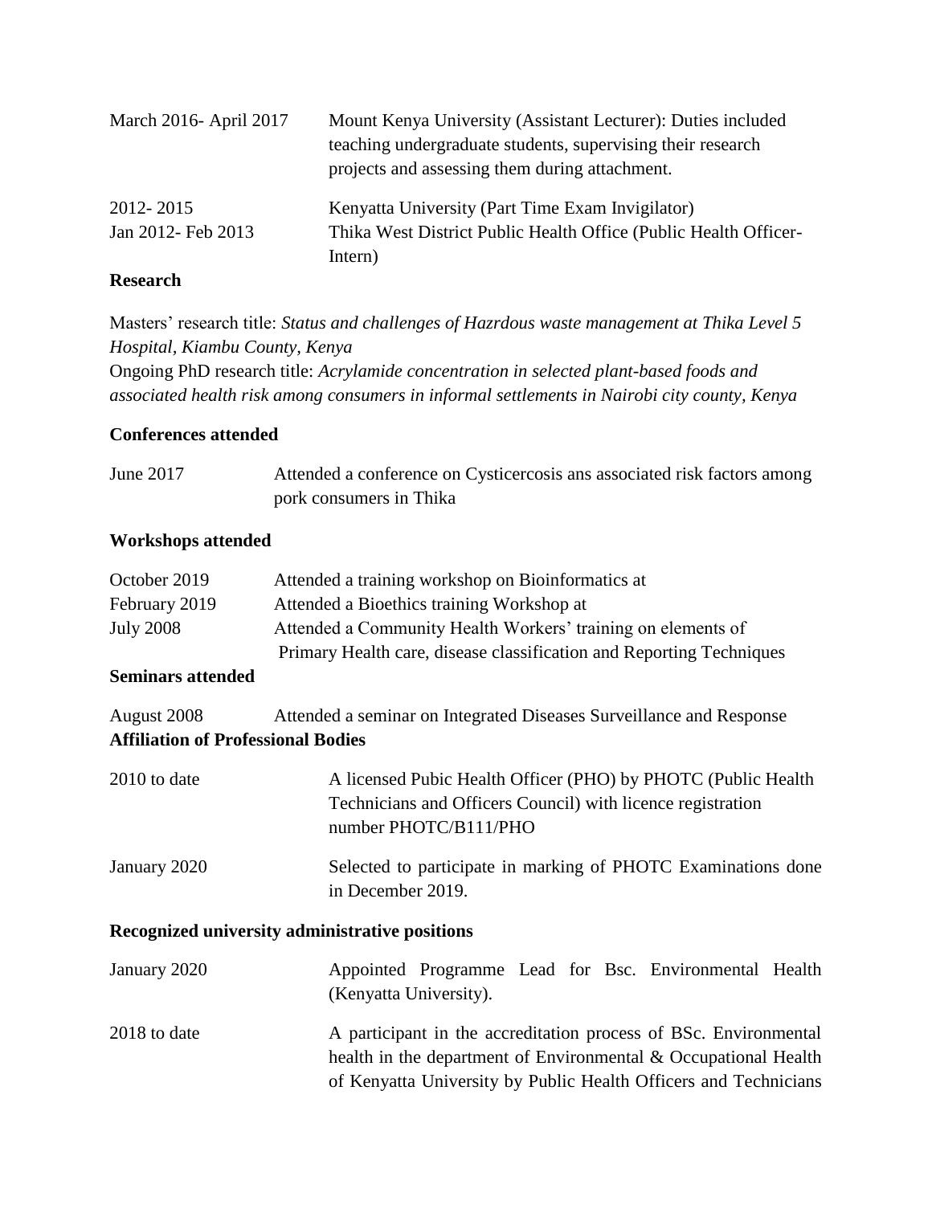| | |
|---|---|
| March 2016- April 2017 | Mount Kenya University (Assistant Lecturer): Duties included teaching undergraduate students, supervising their research projects and assessing them during attachment. |
| 2012- 2015 | Kenyatta University (Part Time Exam Invigilator) |
| Jan 2012- Feb 2013 | Thika West District Public Health Office (Public Health Officer-Intern) |

**Research**

Masters' research title: *Status and challenges of Hazrdous waste management at Thika Level 5 Hospital, Kiambu County, Kenya*
Ongoing PhD research title: *Acrylamide concentration in selected plant-based foods and associated health risk among consumers in informal settlements in Nairobi city county, Kenya*

**Conferences attended**

| | |
|---|---|
| June 2017 | Attended a conference on Cysticercosis ans associated risk factors among pork consumers in Thika |

**Workshops attended**

| | |
|---|---|
| October 2019 | Attended a training workshop on Bioinformatics at |
| February 2019 | Attended a Bioethics training Workshop at |
| July 2008 | Attended a Community Health Workers' training on elements of Primary Health care, disease classification and Reporting Techniques |

**Seminars attended**

| | |
|---|---|
| August 2008 | Attended a seminar on Integrated Diseases Surveillance and Response |

**Affiliation of Professional Bodies**

| | |
|---|---|
| 2010 to date | A licensed Pubic Health Officer (PHO) by PHOTC (Public Health Technicians and Officers Council) with licence registration number PHOTC/B111/PHO |
| January 2020 | Selected to participate in marking of PHOTC Examinations done in December 2019. |

**Recognized university administrative positions**

| | |
|---|---|
| January 2020 | Appointed Programme Lead for Bsc. Environmental Health (Kenyatta University). |
| 2018 to date | A participant in the accreditation process of BSc. Environmental health in the department of Environmental & Occupational Health of Kenyatta University by Public Health Officers and Technicians |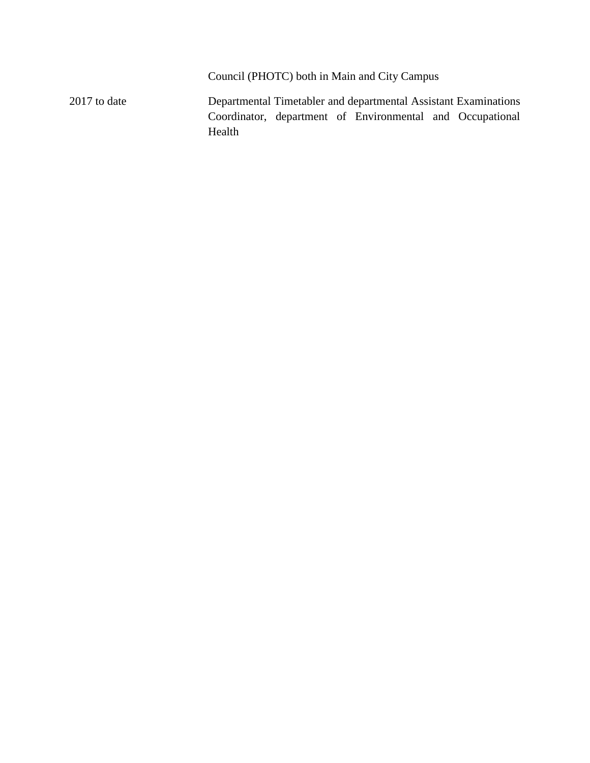| | |
|---|---|
| | Council (PHOTC) both in Main and City Campus |
| 2017 to date | Departmental Timetabler and departmental Assistant Examinations Coordinator, department of Environmental and Occupational Health |